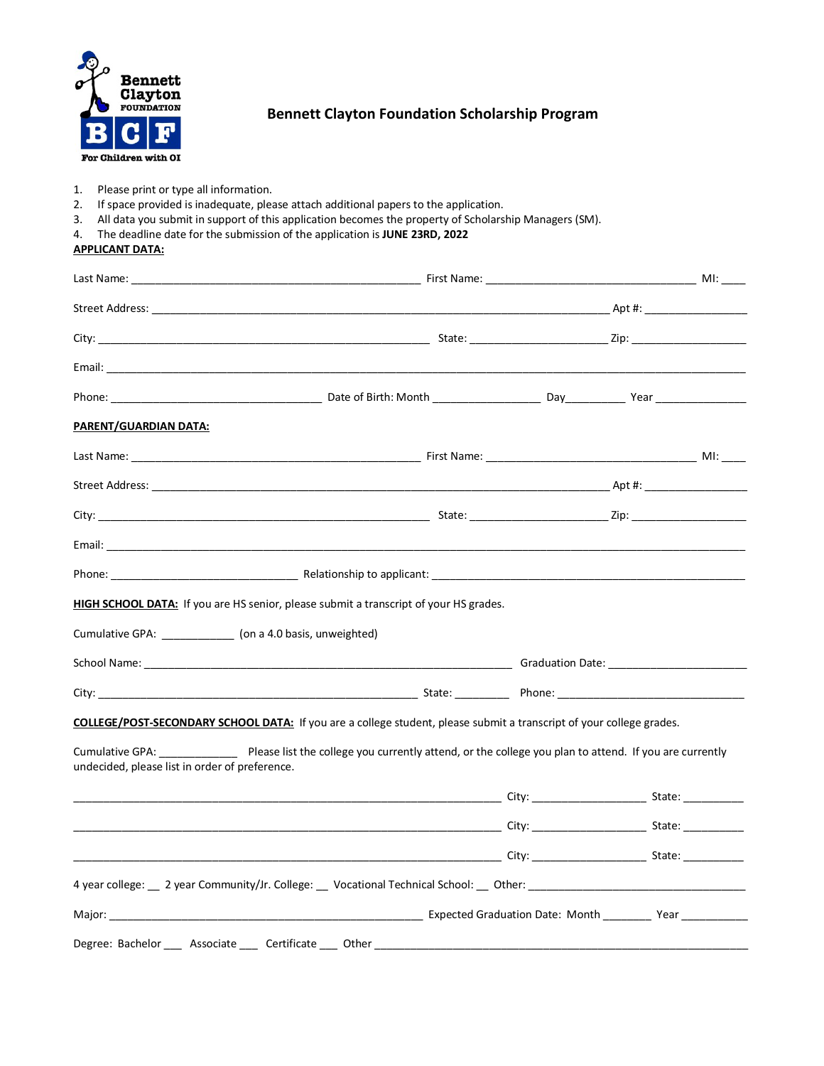Bennett Clayton FOUNDATION

BCF

For Children with OI

# Bennett Clayton Foundation Scholarship Program

1. Please print or type all information.
2. If space provided is inadequate, please attach additional papers to the application.
3. All data you submit in support of this application becomes the property of Scholarship Managers (SM).
4. The deadline date for the submission of the application is **JUNE 23RD, 2022**

**APPLICANT DATA:**

Last Name: ______________________________________________ First Name: _________________________________ MI: ____

Street Address: __________________________________________________________________________ Apt #: ________________

City: _____________________________________________________ State: ______________________ Zip: __________________

Email: _________________________________________________________________________________________________________

Phone: __________________________________ Date of Birth: Month _________________ Day__________ Year _______________

**PARENT/GUARDIAN DATA:**

Last Name: ______________________________________________ First Name: _________________________________ MI: ____

Street Address: __________________________________________________________________________ Apt #: ________________

City: _____________________________________________________ State: ______________________ Zip: __________________

Email: _________________________________________________________________________________________________________

Phone: ______________________________ Relationship to applicant: ___________________________________________________

**HIGH SCHOOL DATA:** If you are HS senior, please submit a transcript of your HS grades.

Cumulative GPA: ____________ (on a 4.0 basis, unweighted)

School Name: ____________________________________________________________ Graduation Date: ______________________

City: ___________________________________________________ State: _________ Phone: ______________________________

**COLLEGE/POST-SECONDARY SCHOOL DATA:** If you are a college student, please submit a transcript of your college grades.

Cumulative GPA: _____________ Please list the college you currently attend, or the college you plan to attend. If you are currently undecided, please list in order of preference.

_____________________________________________________________________ City: __________________ State: __________

_____________________________________________________________________ City: __________________ State: __________

_____________________________________________________________________ City: __________________ State: __________

4 year college: __ 2 year Community/Jr. College: __ Vocational Technical School: __ Other: ___________________________________

Major: ___________________________________________________ Expected Graduation Date: Month ________ Year ___________

Degree: Bachelor ___ Associate ___ Certificate ___ Other _____________________________________________________________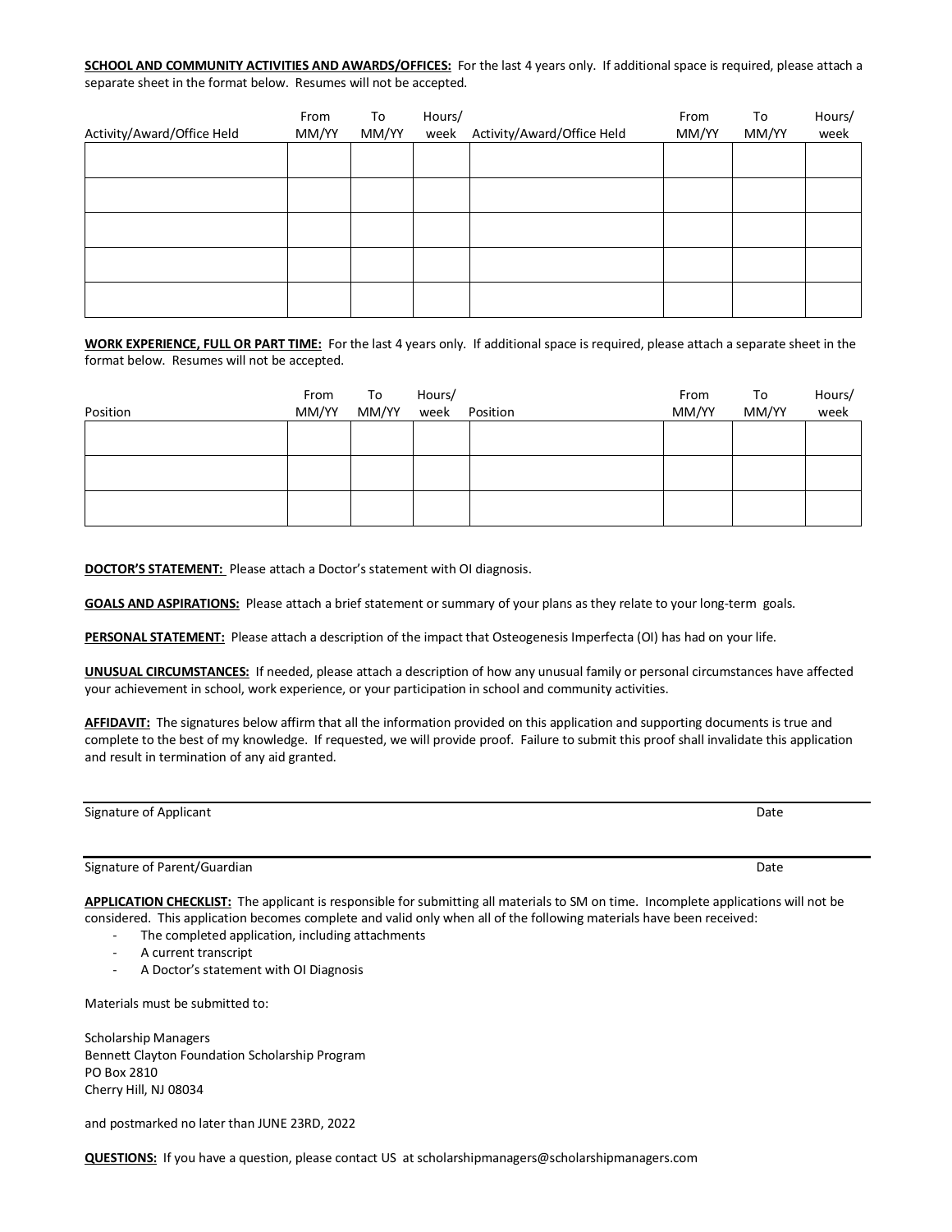**SCHOOL AND COMMUNITY ACTIVITIES AND AWARDS/OFFICES:** For the last 4 years only. If additional space is required, please attach a separate sheet in the format below. Resumes will not be accepted.

| Activity/Award/Office Held | From MM/YY | To MM/YY | Hours/ week | Activity/Award/Office Held | From MM/YY | To MM/YY | Hours/ week |
|---|---|---|---|---|---|---|---|
| | | | | | | | |
| | | | | | | | |
| | | | | | | | |
| | | | | | | | |
| | | | | | | | |

**WORK EXPERIENCE, FULL OR PART TIME:** For the last 4 years only. If additional space is required, please attach a separate sheet in the format below. Resumes will not be accepted.

| Position | From MM/YY | To MM/YY | Hours/ week | Position | From MM/YY | To MM/YY | Hours/ week |
|---|---|---|---|---|---|---|---|
| | | | | | | | |
| | | | | | | | |
| | | | | | | | |

**DOCTOR'S STATEMENT:** Please attach a Doctor's statement with OI diagnosis.

**GOALS AND ASPIRATIONS:** Please attach a brief statement or summary of your plans as they relate to your long-term goals.

**PERSONAL STATEMENT:** Please attach a description of the impact that Osteogenesis Imperfecta (OI) has had on your life.

**UNUSUAL CIRCUMSTANCES:** If needed, please attach a description of how any unusual family or personal circumstances have affected your achievement in school, work experience, or your participation in school and community activities.

**AFFIDAVIT:** The signatures below affirm that all the information provided on this application and supporting documents is true and complete to the best of my knowledge. If requested, we will provide proof. Failure to submit this proof shall invalidate this application and result in termination of any aid granted.

Signature of Applicant  Date

Signature of Parent/Guardian  Date

**APPLICATION CHECKLIST:** The applicant is responsible for submitting all materials to SM on time. Incomplete applications will not be considered. This application becomes complete and valid only when all of the following materials have been received:

- The completed application, including attachments
- A current transcript
- A Doctor's statement with OI Diagnosis

Materials must be submitted to:

Scholarship Managers
Bennett Clayton Foundation Scholarship Program
PO Box 2810
Cherry Hill, NJ 08034

and postmarked no later than JUNE 23RD, 2022

**QUESTIONS:** If you have a question, please contact US at scholarshipmanagers@scholarshipmanagers.com